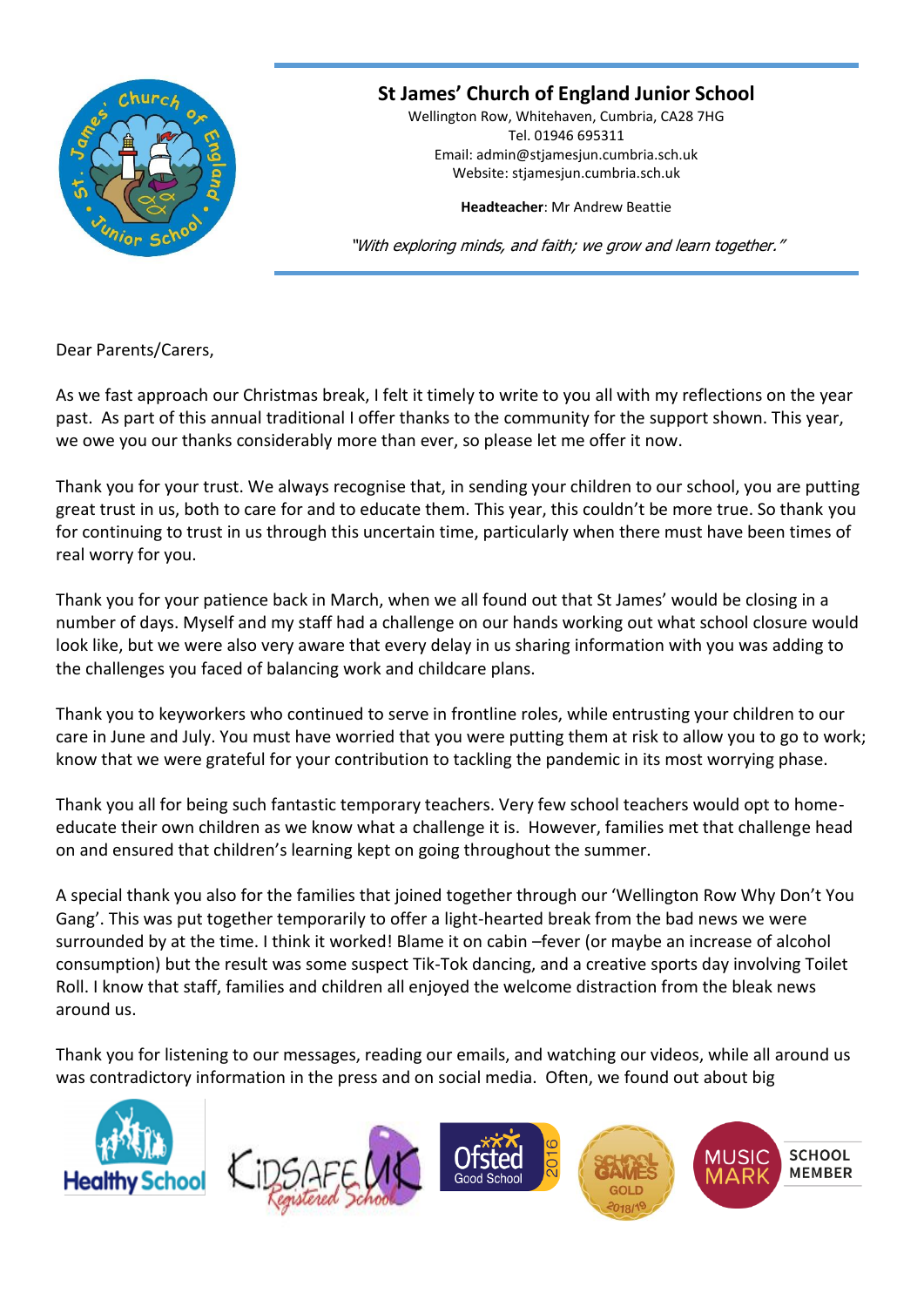# St James' Church of England Junior School

Wellington Row, Whitehaven, Cumbria, CA28 7HG
Tel. 01946 695311
Email: admin@stjamesjun.cumbria.sch.uk
Website: stjamesjun.cumbria.sch.uk

**Headteacher**: Mr Andrew Beattie

*"With exploring minds, and faith; we grow and learn together."*

Dear Parents/Carers,

As we fast approach our Christmas break, I felt it timely to write to you all with my reflections on the year past. As part of this annual traditional I offer thanks to the community for the support shown. This year, we owe you our thanks considerably more than ever, so please let me offer it now.

Thank you for your trust. We always recognise that, in sending your children to our school, you are putting great trust in us, both to care for and to educate them. This year, this couldn't be more true. So thank you for continuing to trust in us through this uncertain time, particularly when there must have been times of real worry for you.

Thank you for your patience back in March, when we all found out that St James' would be closing in a number of days. Myself and my staff had a challenge on our hands working out what school closure would look like, but we were also very aware that every delay in us sharing information with you was adding to the challenges you faced of balancing work and childcare plans.

Thank you to keyworkers who continued to serve in frontline roles, while entrusting your children to our care in June and July. You must have worried that you were putting them at risk to allow you to go to work; know that we were grateful for your contribution to tackling the pandemic in its most worrying phase.

Thank you all for being such fantastic temporary teachers. Very few school teachers would opt to home-educate their own children as we know what a challenge it is. However, families met that challenge head on and ensured that children's learning kept on going throughout the summer.

A special thank you also for the families that joined together through our 'Wellington Row Why Don't You Gang'. This was put together temporarily to offer a light-hearted break from the bad news we were surrounded by at the time. I think it worked! Blame it on cabin –fever (or maybe an increase of alcohol consumption) but the result was some suspect Tik-Tok dancing, and a creative sports day involving Toilet Roll. I know that staff, families and children all enjoyed the welcome distraction from the bleak news around us.

Thank you for listening to our messages, reading our emails, and watching our videos, while all around us was contradictory information in the press and on social media. Often, we found out about big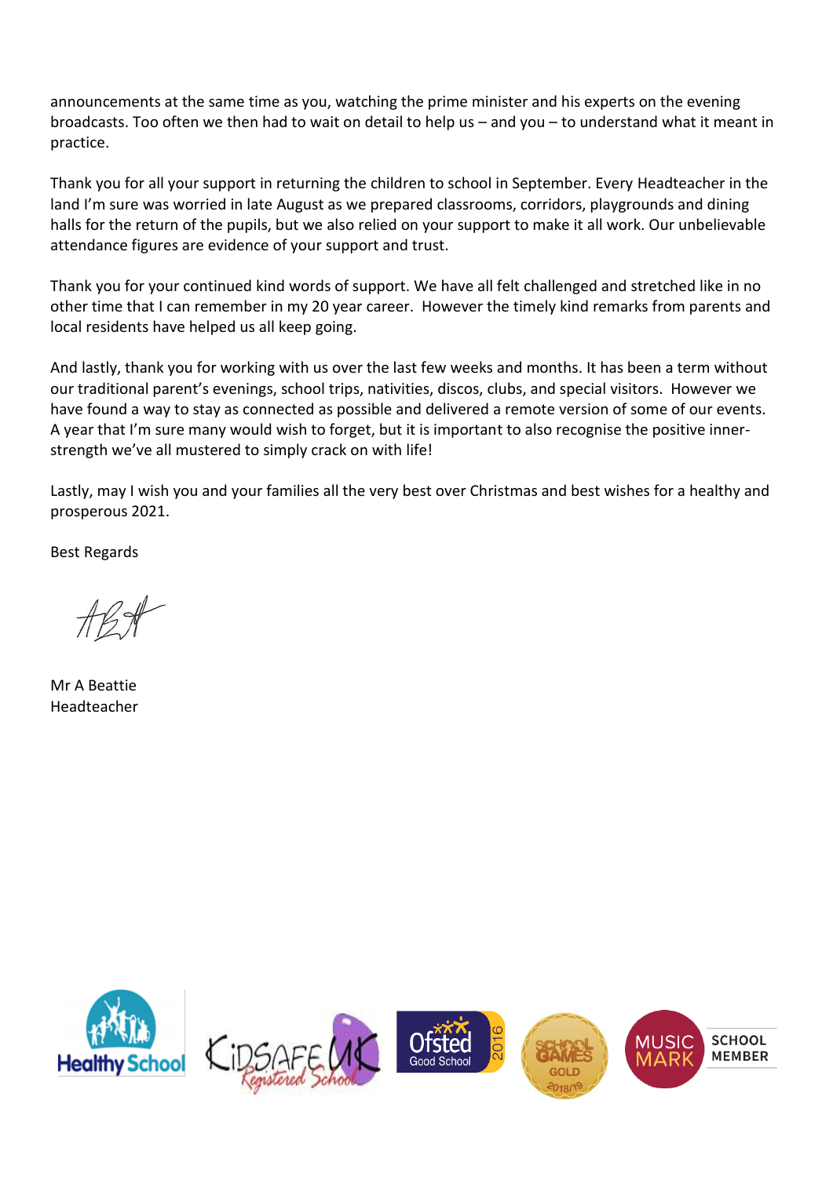announcements at the same time as you, watching the prime minister and his experts on the evening broadcasts. Too often we then had to wait on detail to help us – and you – to understand what it meant in practice.

Thank you for all your support in returning the children to school in September. Every Headteacher in the land I'm sure was worried in late August as we prepared classrooms, corridors, playgrounds and dining halls for the return of the pupils, but we also relied on your support to make it all work. Our unbelievable attendance figures are evidence of your support and trust.

Thank you for your continued kind words of support. We have all felt challenged and stretched like in no other time that I can remember in my 20 year career. However the timely kind remarks from parents and local residents have helped us all keep going.

And lastly, thank you for working with us over the last few weeks and months. It has been a term without our traditional parent's evenings, school trips, nativities, discos, clubs, and special visitors. However we have found a way to stay as connected as possible and delivered a remote version of some of our events. A year that I'm sure many would wish to forget, but it is important to also recognise the positive inner-strength we've all mustered to simply crack on with life!

Lastly, may I wish you and your families all the very best over Christmas and best wishes for a healthy and prosperous 2021.

Best Regards

Mr A Beattie
Headteacher

Healthy School

KIDSAFE UK Registered School

Ofsted Good School 2016

SCHOOL GAMES GOLD 2018/19

MUSIC MARK SCHOOL MEMBER